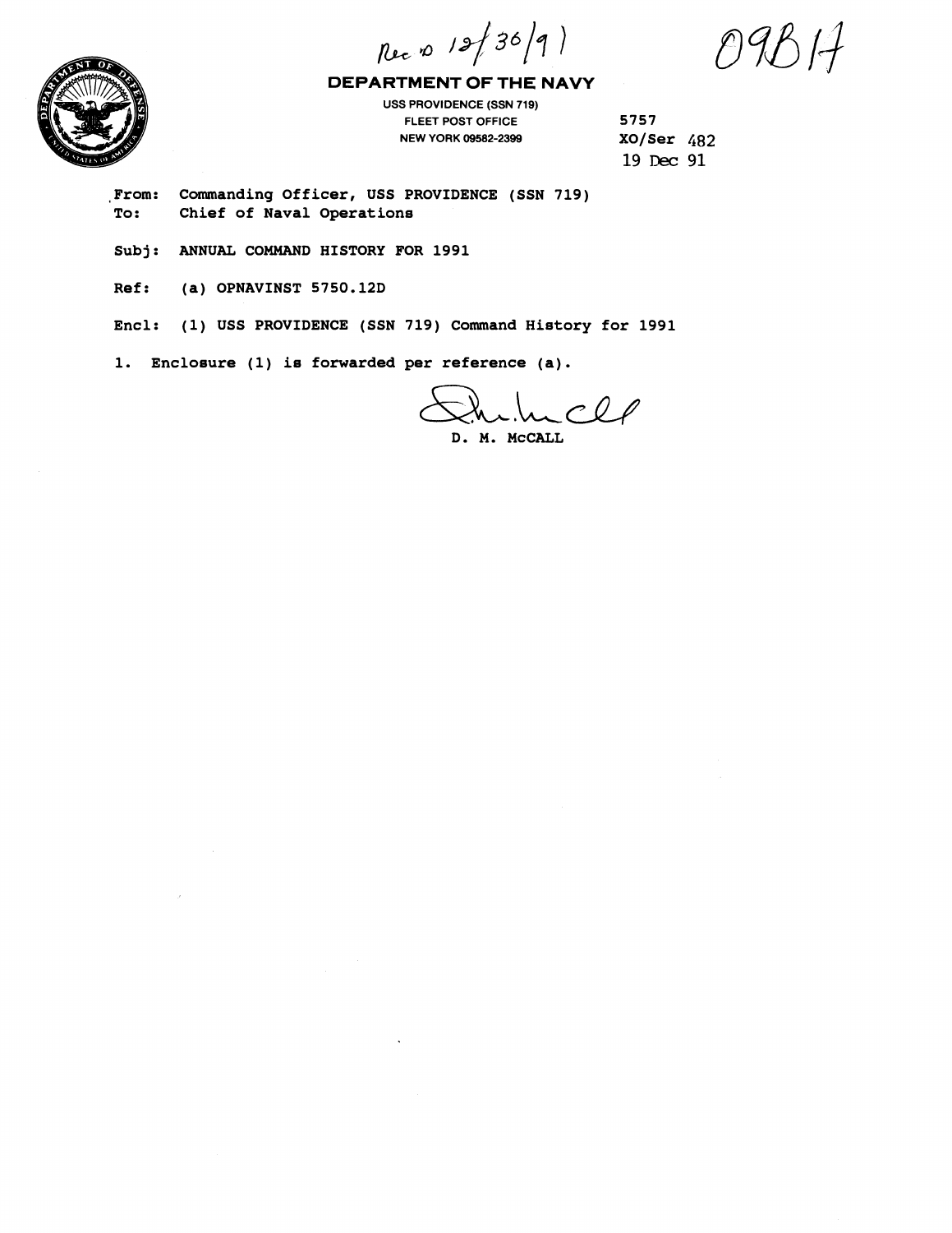Rec'd 12/30/91

09B17

**DEPARTMENT OF THE NAVY**

USS PROVIDENCE (SSN 719)
FLEET POST OFFICE
NEW YORK 09582-2399

5757
XO/Ser 482
19 Dec 91

From: Commanding Officer, USS PROVIDENCE (SSN 719)
To: Chief of Naval Operations

Subj: ANNUAL COMMAND HISTORY FOR 1991

Ref: (a) OPNAVINST 5750.12D

Encl: (1) USS PROVIDENCE (SSN 719) Command History for 1991

1. Enclosure (1) is forwarded per reference (a).

D. M. McCALL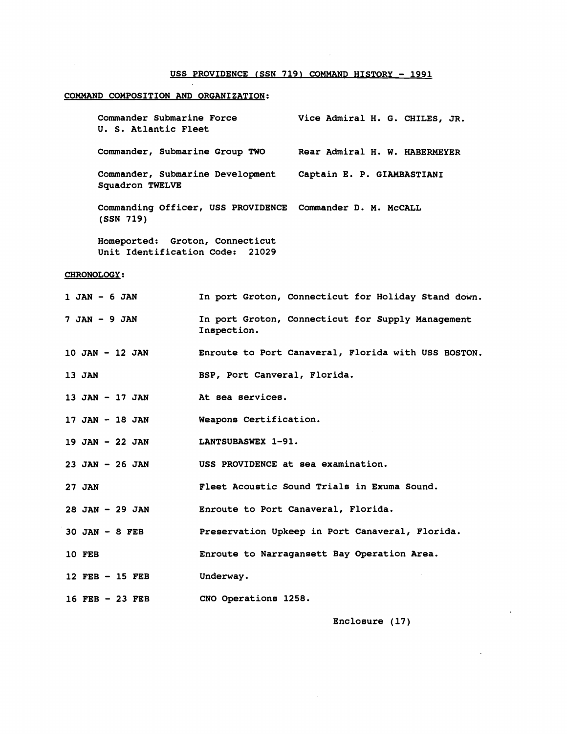# USS PROVIDENCE (SSN 719) COMMAND HISTORY - 1991

## COMMAND COMPOSITION AND ORGANIZATION:

| | |
|---|---|
| Commander Submarine Force U. S. Atlantic Fleet | Vice Admiral H. G. CHILES, JR. |
| Commander, Submarine Group TWO | Rear Admiral H. W. HABERMEYER |
| Commander, Submarine Development Squadron TWELVE | Captain E. P. GIAMBASTIANI |
| Commanding Officer, USS PROVIDENCE (SSN 719) | Commander D. M. McCALL |

Homeported: Groton, Connecticut
Unit Identification Code: 21029

## CHRONOLOGY:

| | |
|---|---|
| 1 JAN - 6 JAN | In port Groton, Connecticut for Holiday Stand down. |
| 7 JAN - 9 JAN | In port Groton, Connecticut for Supply Management Inspection. |
| 10 JAN - 12 JAN | Enroute to Port Canaveral, Florida with USS BOSTON. |
| 13 JAN | BSP, Port Canveral, Florida. |
| 13 JAN - 17 JAN | At sea services. |
| 17 JAN - 18 JAN | Weapons Certification. |
| 19 JAN - 22 JAN | LANTSUBASWEX 1-91. |
| 23 JAN - 26 JAN | USS PROVIDENCE at sea examination. |
| 27 JAN | Fleet Acoustic Sound Trials in Exuma Sound. |
| 28 JAN - 29 JAN | Enroute to Port Canaveral, Florida. |
| 30 JAN - 8 FEB | Preservation Upkeep in Port Canaveral, Florida. |
| 10 FEB | Enroute to Narragansett Bay Operation Area. |
| 12 FEB - 15 FEB | Underway. |
| 16 FEB - 23 FEB | CNO Operations 1258. |

Enclosure (17)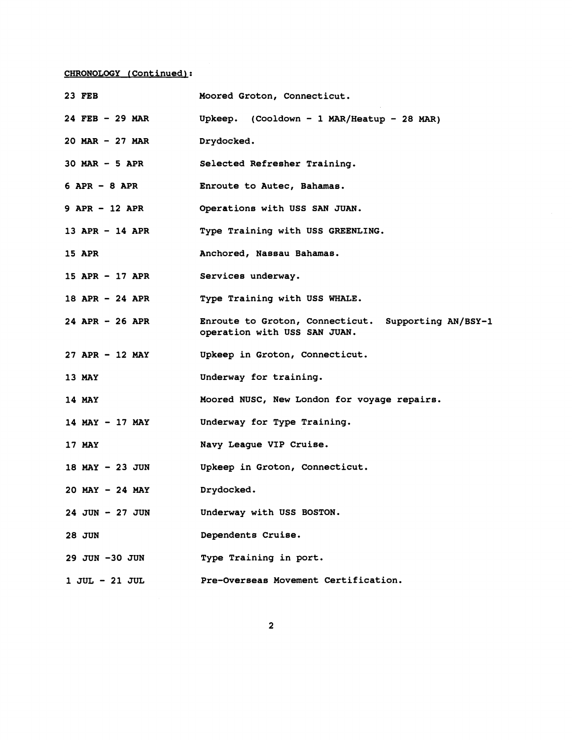CHRONOLOGY (Continued):

| | |
|---|---|
| 23 FEB | Moored Groton, Connecticut. |
| 24 FEB - 29 MAR | Upkeep. (Cooldown - 1 MAR/Heatup - 28 MAR) |
| 20 MAR - 27 MAR | Drydocked. |
| 30 MAR - 5 APR | Selected Refresher Training. |
| 6 APR - 8 APR | Enroute to Autec, Bahamas. |
| 9 APR - 12 APR | Operations with USS SAN JUAN. |
| 13 APR - 14 APR | Type Training with USS GREENLING. |
| 15 APR | Anchored, Nassau Bahamas. |
| 15 APR - 17 APR | Services underway. |
| 18 APR - 24 APR | Type Training with USS WHALE. |
| 24 APR - 26 APR | Enroute to Groton, Connecticut. Supporting AN/BSY-1 operation with USS SAN JUAN. |
| 27 APR - 12 MAY | Upkeep in Groton, Connecticut. |
| 13 MAY | Underway for training. |
| 14 MAY | Moored NUSC, New London for voyage repairs. |
| 14 MAY - 17 MAY | Underway for Type Training. |
| 17 MAY | Navy League VIP Cruise. |
| 18 MAY - 23 JUN | Upkeep in Groton, Connecticut. |
| 20 MAY - 24 MAY | Drydocked. |
| 24 JUN - 27 JUN | Underway with USS BOSTON. |
| 28 JUN | Dependents Cruise. |
| 29 JUN -30 JUN | Type Training in port. |
| 1 JUL - 21 JUL | Pre-Overseas Movement Certification. |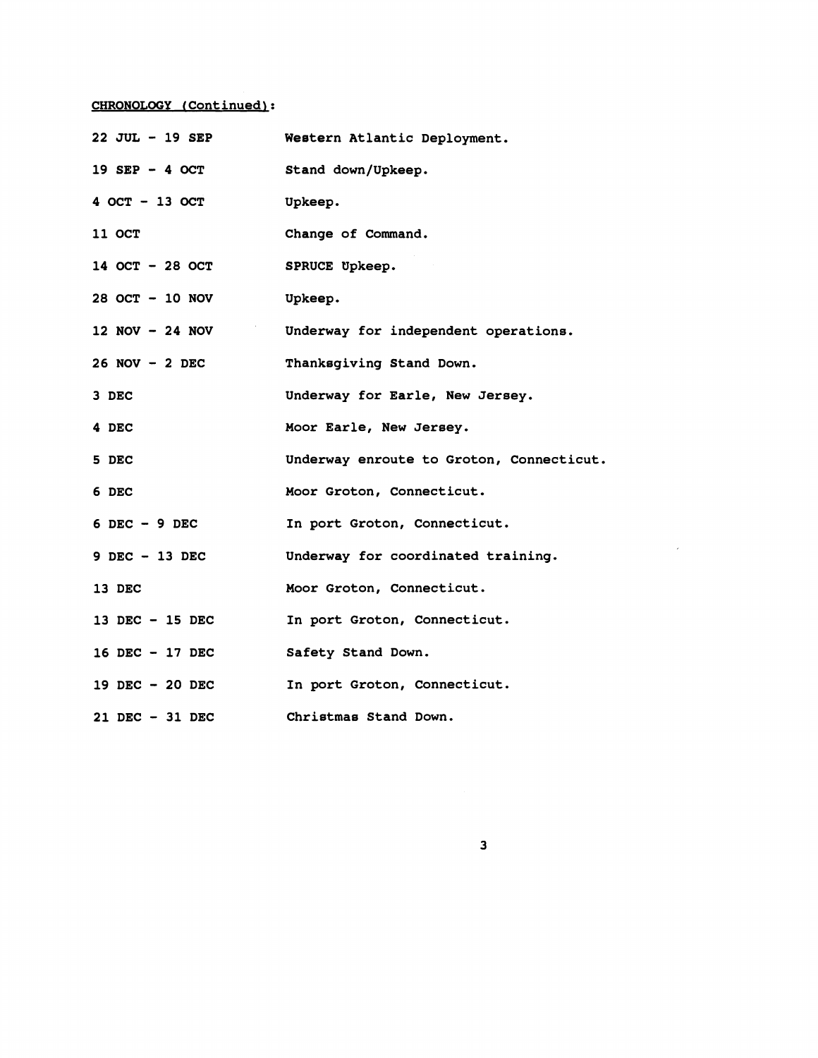CHRONOLOGY (Continued):

| | |
|---|---|
| 22 JUL - 19 SEP | Western Atlantic Deployment. |
| 19 SEP - 4 OCT | Stand down/Upkeep. |
| 4 OCT - 13 OCT | Upkeep. |
| 11 OCT | Change of Command. |
| 14 OCT - 28 OCT | SPRUCE Upkeep. |
| 28 OCT - 10 NOV | Upkeep. |
| 12 NOV - 24 NOV | Underway for independent operations. |
| 26 NOV - 2 DEC | Thanksgiving Stand Down. |
| 3 DEC | Underway for Earle, New Jersey. |
| 4 DEC | Moor Earle, New Jersey. |
| 5 DEC | Underway enroute to Groton, Connecticut. |
| 6 DEC | Moor Groton, Connecticut. |
| 6 DEC - 9 DEC | In port Groton, Connecticut. |
| 9 DEC - 13 DEC | Underway for coordinated training. |
| 13 DEC | Moor Groton, Connecticut. |
| 13 DEC - 15 DEC | In port Groton, Connecticut. |
| 16 DEC - 17 DEC | Safety Stand Down. |
| 19 DEC - 20 DEC | In port Groton, Connecticut. |
| 21 DEC - 31 DEC | Christmas Stand Down. |